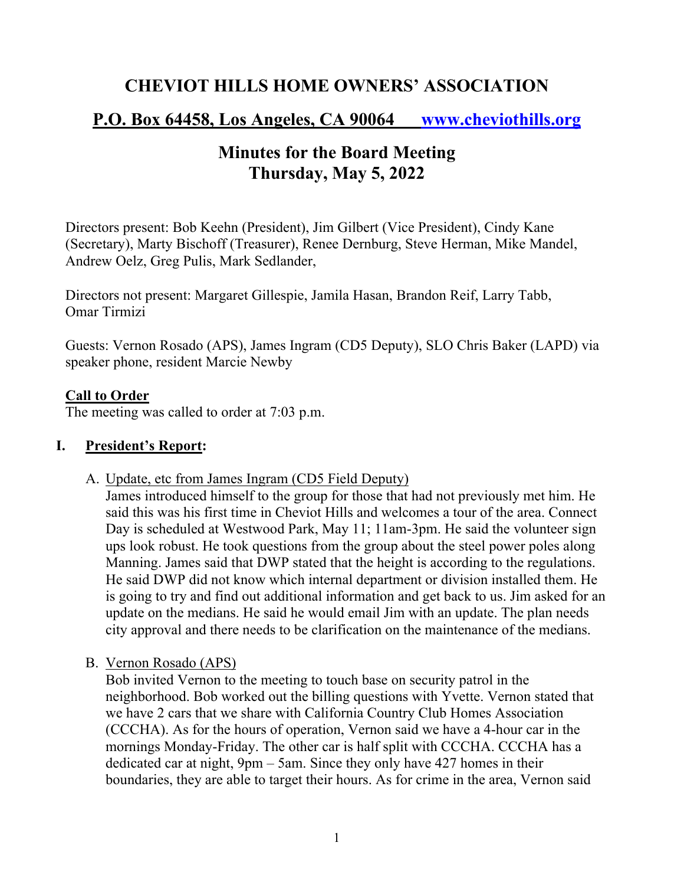# CHEVIOT HILLS HOME OWNERS' ASSOCIATION

## P.O. Box 64458, Los Angeles, CA 90064 [www.cheviothills.org](http://www.cheviothills.org)

## Minutes for the Board Meeting
## Thursday, May 5, 2022

Directors present: Bob Keehn (President), Jim Gilbert (Vice President), Cindy Kane (Secretary), Marty Bischoff (Treasurer), Renee Dernburg, Steve Herman, Mike Mandel, Andrew Oelz, Greg Pulis, Mark Sedlander,

Directors not present: Margaret Gillespie, Jamila Hasan, Brandon Reif, Larry Tabb, Omar Tirmizi

Guests: Vernon Rosado (APS), James Ingram (CD5 Deputy), SLO Chris Baker (LAPD) via speaker phone, resident Marcie Newby

**Call to Order**

The meeting was called to order at 7:03 p.m.

### I. President's Report:

A. Update, etc from James Ingram (CD5 Field Deputy)

James introduced himself to the group for those that had not previously met him. He said this was his first time in Cheviot Hills and welcomes a tour of the area. Connect Day is scheduled at Westwood Park, May 11; 11am-3pm. He said the volunteer sign ups look robust. He took questions from the group about the steel power poles along Manning. James said that DWP stated that the height is according to the regulations. He said DWP did not know which internal department or division installed them. He is going to try and find out additional information and get back to us. Jim asked for an update on the medians. He said he would email Jim with an update. The plan needs city approval and there needs to be clarification on the maintenance of the medians.

B. Vernon Rosado (APS)

Bob invited Vernon to the meeting to touch base on security patrol in the neighborhood. Bob worked out the billing questions with Yvette. Vernon stated that we have 2 cars that we share with California Country Club Homes Association (CCCHA). As for the hours of operation, Vernon said we have a 4-hour car in the mornings Monday-Friday. The other car is half split with CCCHA. CCCHA has a dedicated car at night, 9pm – 5am. Since they only have 427 homes in their boundaries, they are able to target their hours. As for crime in the area, Vernon said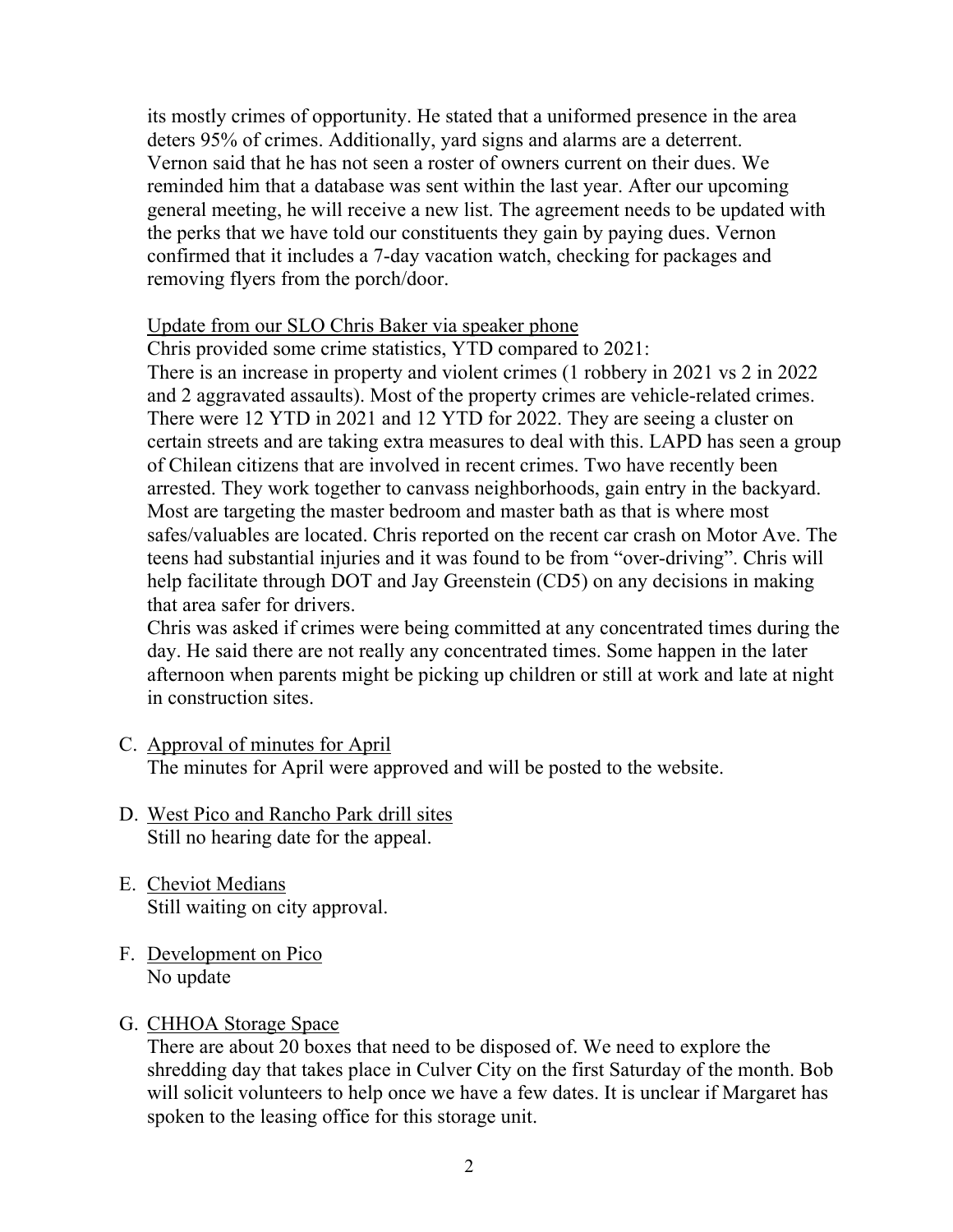its mostly crimes of opportunity. He stated that a uniformed presence in the area deters 95% of crimes. Additionally, yard signs and alarms are a deterrent. Vernon said that he has not seen a roster of owners current on their dues. We reminded him that a database was sent within the last year. After our upcoming general meeting, he will receive a new list. The agreement needs to be updated with the perks that we have told our constituents they gain by paying dues. Vernon confirmed that it includes a 7-day vacation watch, checking for packages and removing flyers from the porch/door.

Update from our SLO Chris Baker via speaker phone

Chris provided some crime statistics, YTD compared to 2021:
There is an increase in property and violent crimes (1 robbery in 2021 vs 2 in 2022 and 2 aggravated assaults). Most of the property crimes are vehicle-related crimes. There were 12 YTD in 2021 and 12 YTD for 2022. They are seeing a cluster on certain streets and are taking extra measures to deal with this. LAPD has seen a group of Chilean citizens that are involved in recent crimes. Two have recently been arrested. They work together to canvass neighborhoods, gain entry in the backyard. Most are targeting the master bedroom and master bath as that is where most safes/valuables are located. Chris reported on the recent car crash on Motor Ave. The teens had substantial injuries and it was found to be from "over-driving". Chris will help facilitate through DOT and Jay Greenstein (CD5) on any decisions in making that area safer for drivers.
Chris was asked if crimes were being committed at any concentrated times during the day. He said there are not really any concentrated times. Some happen in the later afternoon when parents might be picking up children or still at work and late at night in construction sites.

C. Approval of minutes for April
The minutes for April were approved and will be posted to the website.

D. West Pico and Rancho Park drill sites
Still no hearing date for the appeal.

E. Cheviot Medians
Still waiting on city approval.

F. Development on Pico
No update

G. CHHOA Storage Space
There are about 20 boxes that need to be disposed of. We need to explore the shredding day that takes place in Culver City on the first Saturday of the month. Bob will solicit volunteers to help once we have a few dates. It is unclear if Margaret has spoken to the leasing office for this storage unit.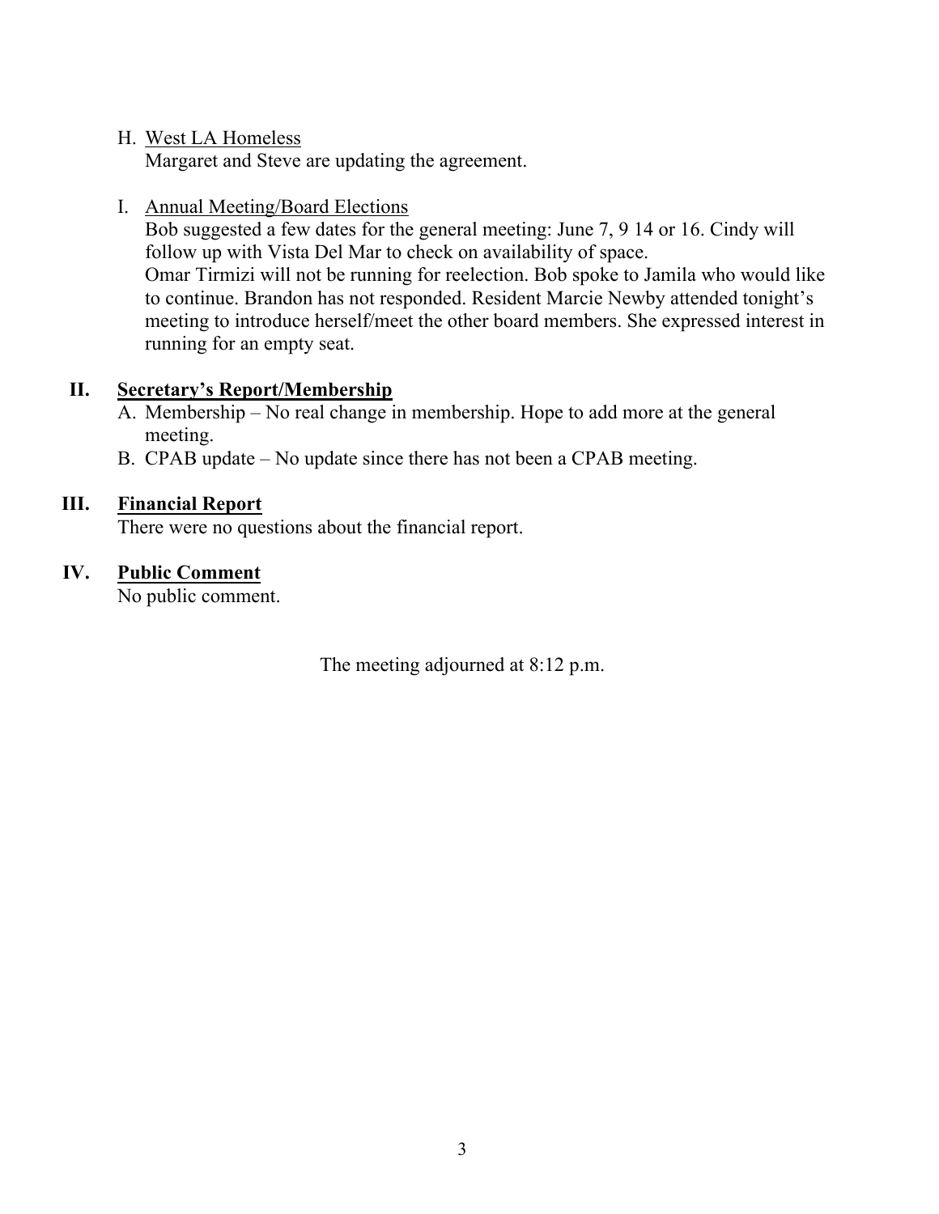H. West LA Homeless
   Margaret and Steve are updating the agreement.

I. Annual Meeting/Board Elections
   Bob suggested a few dates for the general meeting: June 7, 9 14 or 16. Cindy will follow up with Vista Del Mar to check on availability of space.
   Omar Tirmizi will not be running for reelection. Bob spoke to Jamila who would like to continue. Brandon has not responded. Resident Marcie Newby attended tonight's meeting to introduce herself/meet the other board members. She expressed interest in running for an empty seat.

## II. Secretary's Report/Membership

A. Membership – No real change in membership. Hope to add more at the general meeting.
B. CPAB update – No update since there has not been a CPAB meeting.

## III. Financial Report

There were no questions about the financial report.

## IV. Public Comment

No public comment.

The meeting adjourned at 8:12 p.m.